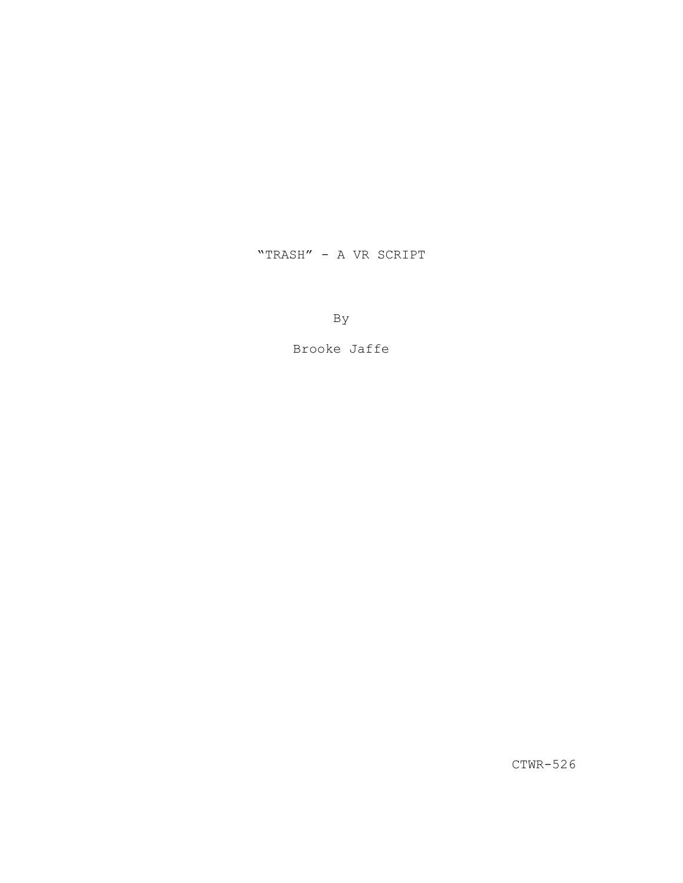# "TRASH" - A VR SCRIPT

By

Brooke Jaffe

CTWR-526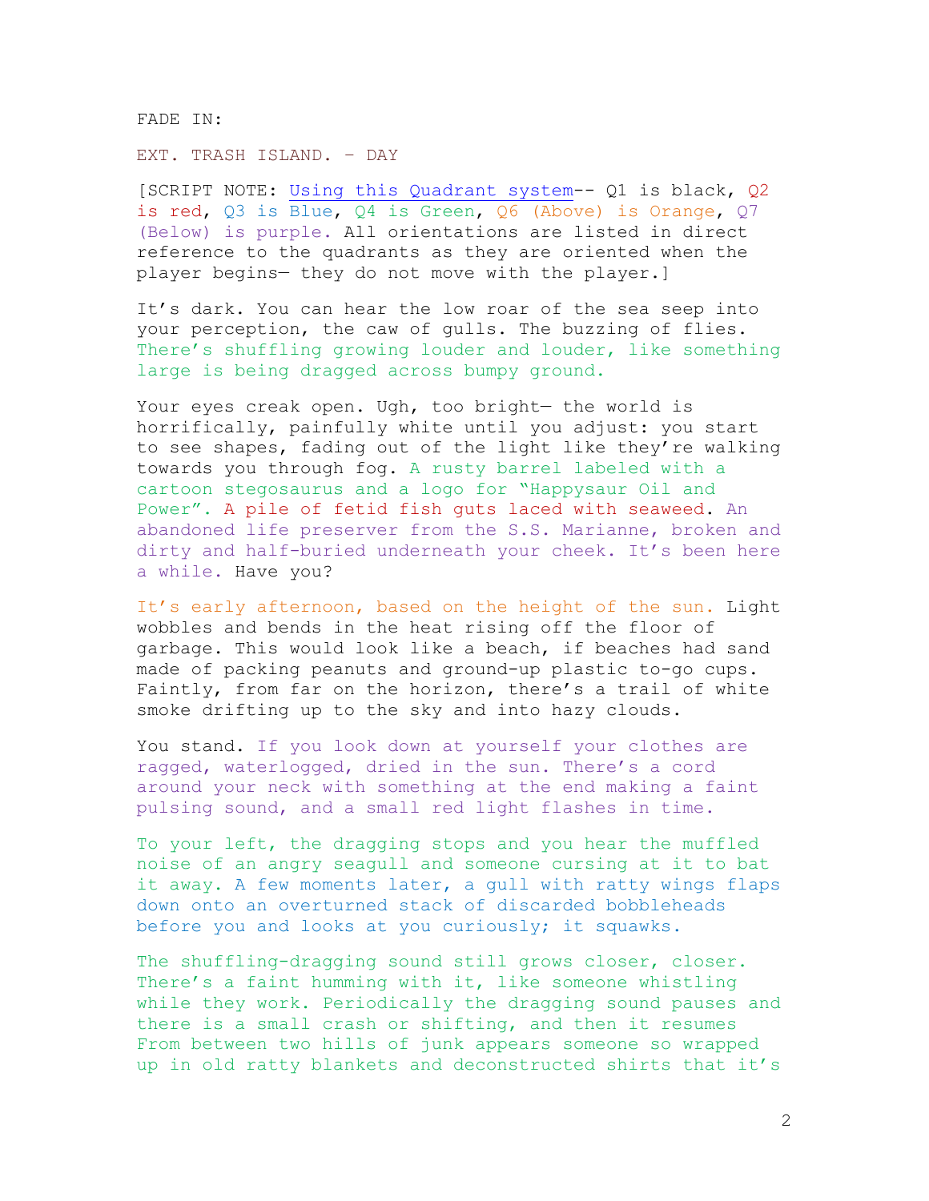FADE IN:

EXT. TRASH ISLAND. – DAY

[SCRIPT NOTE: Using this Quadrant system-- Q1 is black, Q2 is red, Q3 is Blue, Q4 is Green, Q6 (Above) is Orange, Q7 (Below) is purple. All orientations are listed in direct reference to the quadrants as they are oriented when the player begins— they do not move with the player.]

It's dark. You can hear the low roar of the sea seep into your perception, the caw of gulls. The buzzing of flies. There's shuffling growing louder and louder, like something large is being dragged across bumpy ground.

Your eyes creak open. Ugh, too bright— the world is horrifically, painfully white until you adjust: you start to see shapes, fading out of the light like they're walking towards you through fog. A rusty barrel labeled with a cartoon stegosaurus and a logo for "Happysaur Oil and Power". A pile of fetid fish guts laced with seaweed. An abandoned life preserver from the S.S. Marianne, broken and dirty and half-buried underneath your cheek. It's been here a while. Have you?

It's early afternoon, based on the height of the sun. Light wobbles and bends in the heat rising off the floor of garbage. This would look like a beach, if beaches had sand made of packing peanuts and ground-up plastic to-go cups. Faintly, from far on the horizon, there's a trail of white smoke drifting up to the sky and into hazy clouds.

You stand. If you look down at yourself your clothes are ragged, waterlogged, dried in the sun. There's a cord around your neck with something at the end making a faint pulsing sound, and a small red light flashes in time.

To your left, the dragging stops and you hear the muffled noise of an angry seagull and someone cursing at it to bat it away. A few moments later, a gull with ratty wings flaps down onto an overturned stack of discarded bobbleheads before you and looks at you curiously; it squawks.

The shuffling-dragging sound still grows closer, closer. There's a faint humming with it, like someone whistling while they work. Periodically the dragging sound pauses and there is a small crash or shifting, and then it resumes From between two hills of junk appears someone so wrapped up in old ratty blankets and deconstructed shirts that it's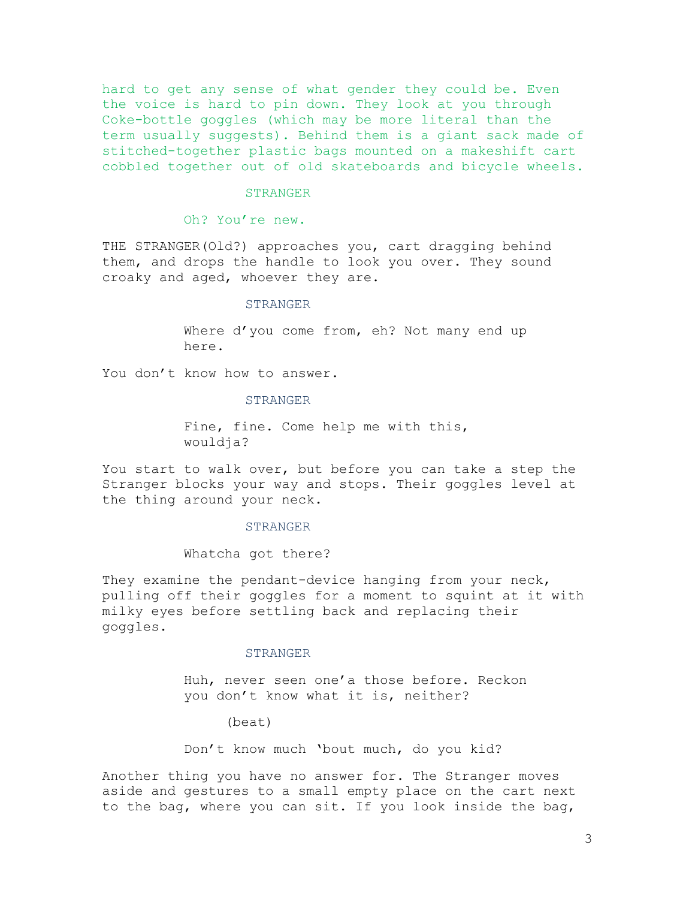hard to get any sense of what gender they could be. Even the voice is hard to pin down. They look at you through Coke-bottle goggles (which may be more literal than the term usually suggests). Behind them is a giant sack made of stitched-together plastic bags mounted on a makeshift cart cobbled together out of old skateboards and bicycle wheels.

STRANGER

Oh? You’re new.

THE STRANGER(Old?) approaches you, cart dragging behind them, and drops the handle to look you over. They sound croaky and aged, whoever they are.

STRANGER

Where d’you come from, eh? Not many end up here.

You don’t know how to answer.

STRANGER

Fine, fine. Come help me with this, wouldja?

You start to walk over, but before you can take a step the Stranger blocks your way and stops. Their goggles level at the thing around your neck.

STRANGER

Whatcha got there?

They examine the pendant-device hanging from your neck, pulling off their goggles for a moment to squint at it with milky eyes before settling back and replacing their goggles.

STRANGER

Huh, never seen one’a those before. Reckon you don’t know what it is, neither?

(beat)

Don’t know much ‘bout much, do you kid?

Another thing you have no answer for. The Stranger moves aside and gestures to a small empty place on the cart next to the bag, where you can sit. If you look inside the bag,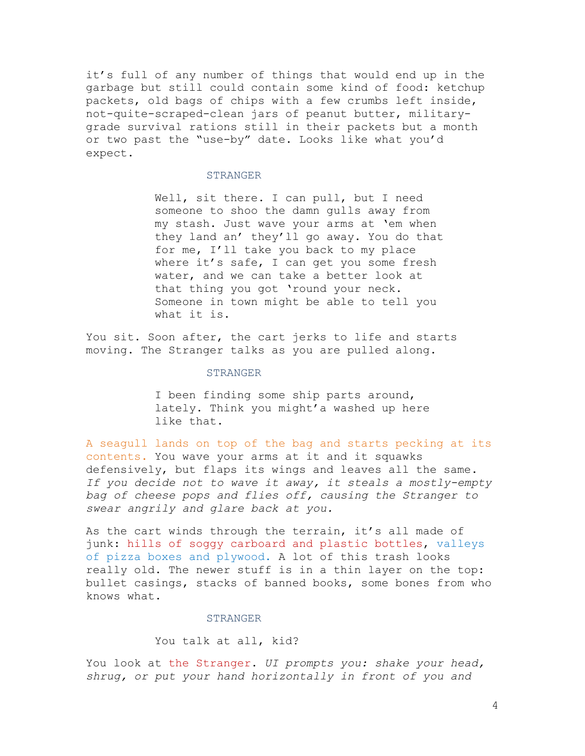it's full of any number of things that would end up in the garbage but still could contain some kind of food: ketchup packets, old bags of chips with a few crumbs left inside, not-quite-scraped-clean jars of peanut butter, military-grade survival rations still in their packets but a month or two past the "use-by" date. Looks like what you'd expect.

STRANGER

Well, sit there. I can pull, but I need someone to shoo the damn gulls away from my stash. Just wave your arms at 'em when they land an' they'll go away. You do that for me, I'll take you back to my place where it's safe, I can get you some fresh water, and we can take a better look at that thing you got 'round your neck. Someone in town might be able to tell you what it is.

You sit. Soon after, the cart jerks to life and starts moving. The Stranger talks as you are pulled along.

STRANGER

I been finding some ship parts around, lately. Think you might'a washed up here like that.

A seagull lands on top of the bag and starts pecking at its contents. You wave your arms at it and it squawks defensively, but flaps its wings and leaves all the same. *If you decide not to wave it away, it steals a mostly-empty bag of cheese pops and flies off, causing the Stranger to swear angrily and glare back at you.*

As the cart winds through the terrain, it's all made of junk: hills of soggy carboard and plastic bottles, valleys of pizza boxes and plywood. A lot of this trash looks really old. The newer stuff is in a thin layer on the top: bullet casings, stacks of banned books, some bones from who knows what.

STRANGER

You talk at all, kid?

You look at the Stranger. *UI prompts you: shake your head, shrug, or put your hand horizontally in front of you and*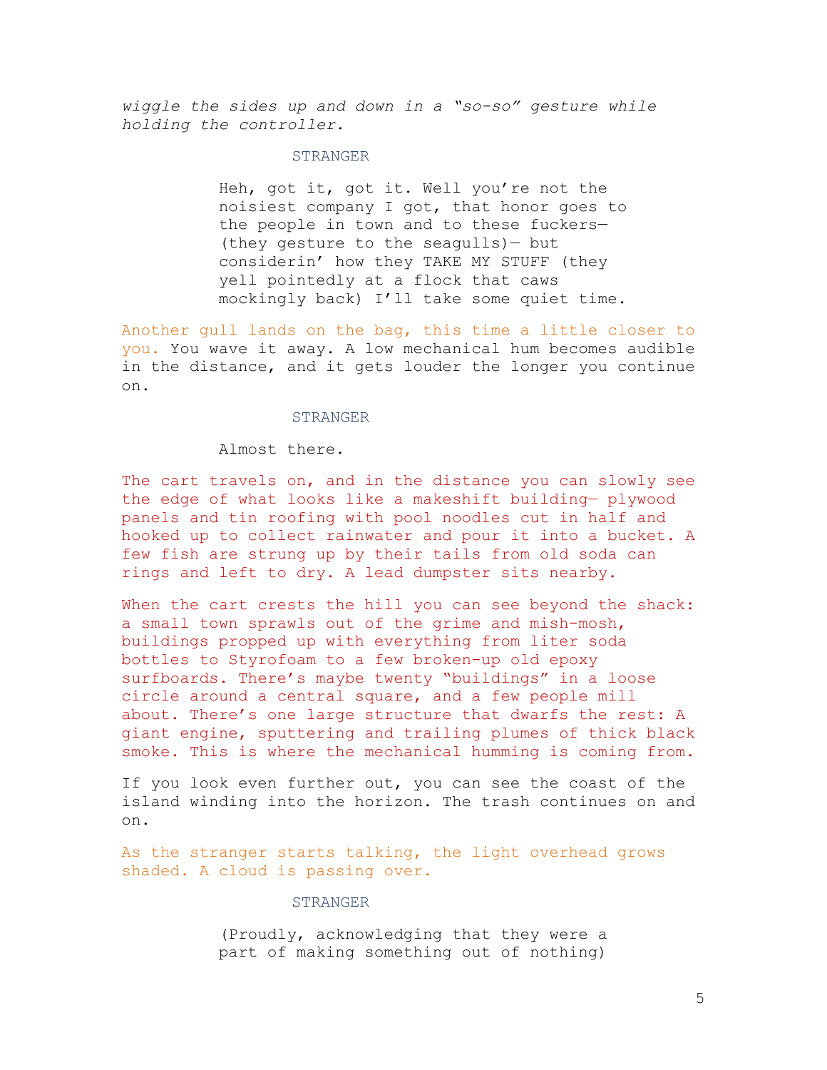*wiggle the sides up and down in a "so-so" gesture while holding the controller.*

STRANGER

Heh, got it, got it. Well you're not the noisiest company I got, that honor goes to the people in town and to these fuckers— (they gesture to the seagulls)— but considerin' how they TAKE MY STUFF (they yell pointedly at a flock that caws mockingly back) I'll take some quiet time.

Another gull lands on the bag, this time a little closer to you. You wave it away. A low mechanical hum becomes audible in the distance, and it gets louder the longer you continue on.

STRANGER

Almost there.

The cart travels on, and in the distance you can slowly see the edge of what looks like a makeshift building— plywood panels and tin roofing with pool noodles cut in half and hooked up to collect rainwater and pour it into a bucket. A few fish are strung up by their tails from old soda can rings and left to dry. A lead dumpster sits nearby.

When the cart crests the hill you can see beyond the shack: a small town sprawls out of the grime and mish-mosh, buildings propped up with everything from liter soda bottles to Styrofoam to a few broken-up old epoxy surfboards. There's maybe twenty "buildings" in a loose circle around a central square, and a few people mill about. There's one large structure that dwarfs the rest: A giant engine, sputtering and trailing plumes of thick black smoke. This is where the mechanical humming is coming from.

If you look even further out, you can see the coast of the island winding into the horizon. The trash continues on and on.

As the stranger starts talking, the light overhead grows shaded. A cloud is passing over.

STRANGER

(Proudly, acknowledging that they were a part of making something out of nothing)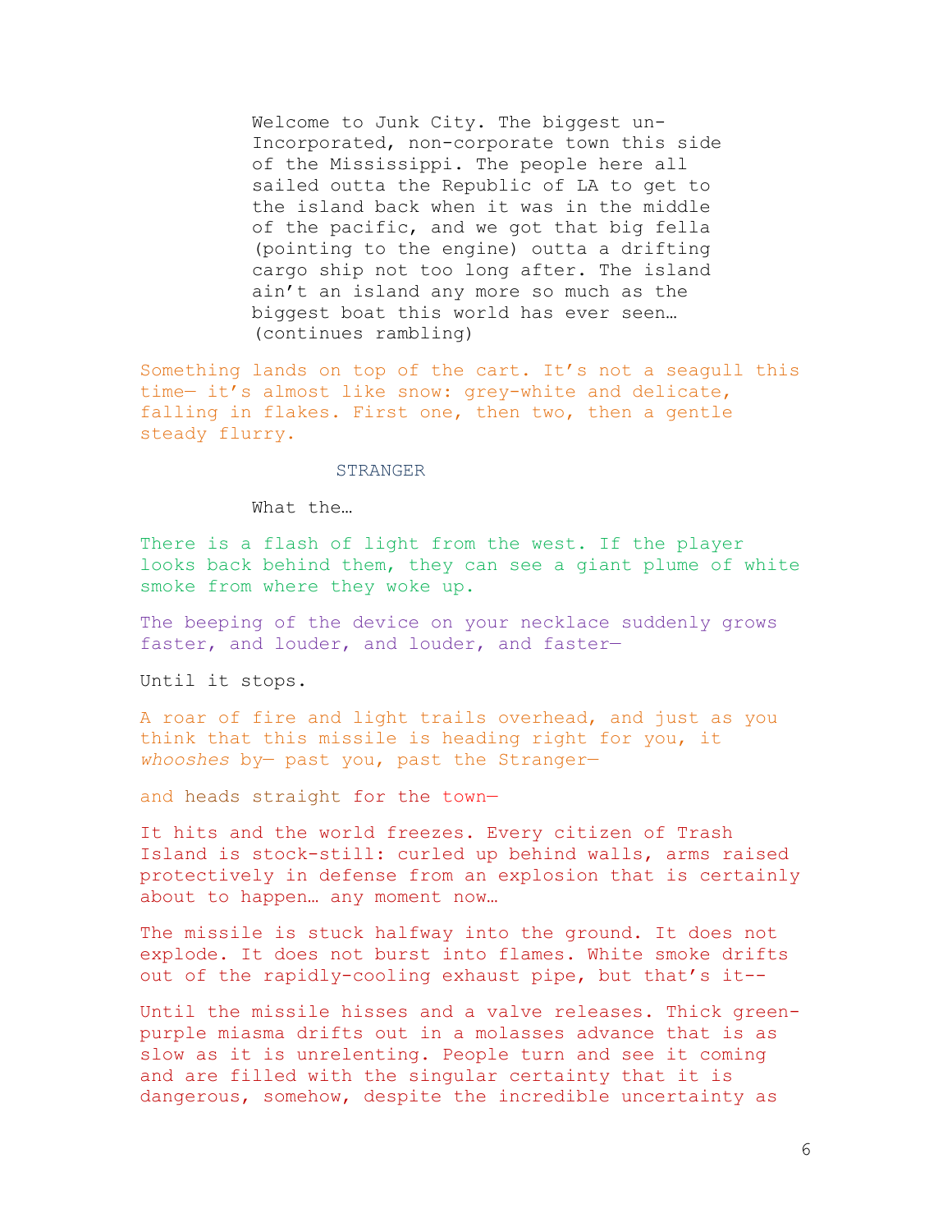Welcome to Junk City. The biggest un-Incorporated, non-corporate town this side of the Mississippi. The people here all sailed outta the Republic of LA to get to the island back when it was in the middle of the pacific, and we got that big fella (pointing to the engine) outta a drifting cargo ship not too long after. The island ain't an island any more so much as the biggest boat this world has ever seen… (continues rambling)

Something lands on top of the cart. It's not a seagull this time— it's almost like snow: grey-white and delicate, falling in flakes. First one, then two, then a gentle steady flurry.

STRANGER

What the…

There is a flash of light from the west. If the player looks back behind them, they can see a giant plume of white smoke from where they woke up.

The beeping of the device on your necklace suddenly grows faster, and louder, and louder, and faster—

Until it stops.

A roar of fire and light trails overhead, and just as you think that this missile is heading right for you, it *whooshes* by— past you, past the Stranger—

and heads straight for the town—

It hits and the world freezes. Every citizen of Trash Island is stock-still: curled up behind walls, arms raised protectively in defense from an explosion that is certainly about to happen… any moment now…

The missile is stuck halfway into the ground. It does not explode. It does not burst into flames. White smoke drifts out of the rapidly-cooling exhaust pipe, but that's it--

Until the missile hisses and a valve releases. Thick green-purple miasma drifts out in a molasses advance that is as slow as it is unrelenting. People turn and see it coming and are filled with the singular certainty that it is dangerous, somehow, despite the incredible uncertainty as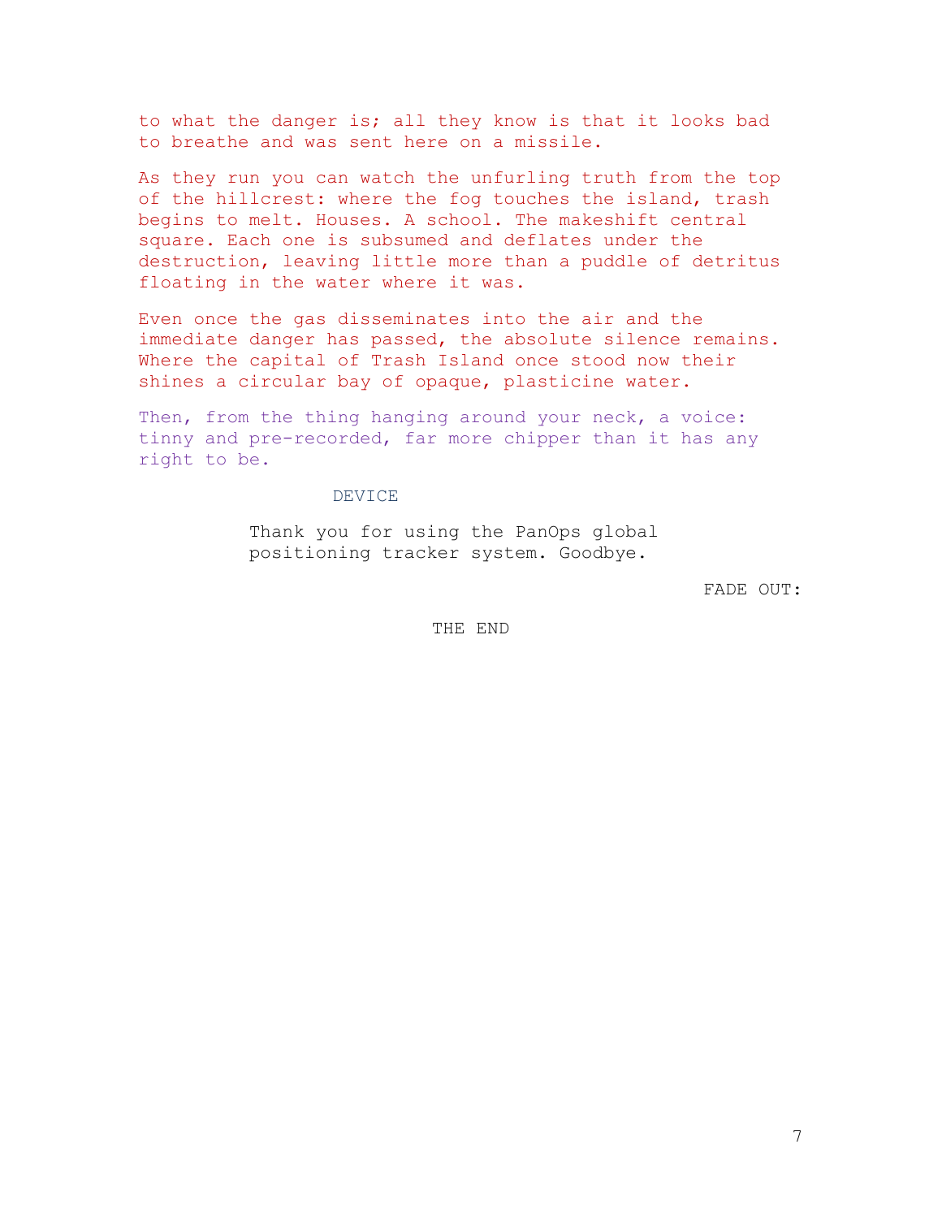to what the danger is; all they know is that it looks bad to breathe and was sent here on a missile.

As they run you can watch the unfurling truth from the top of the hillcrest: where the fog touches the island, trash begins to melt. Houses. A school. The makeshift central square. Each one is subsumed and deflates under the destruction, leaving little more than a puddle of detritus floating in the water where it was.

Even once the gas disseminates into the air and the immediate danger has passed, the absolute silence remains. Where the capital of Trash Island once stood now their shines a circular bay of opaque, plasticine water.

Then, from the thing hanging around your neck, a voice: tinny and pre-recorded, far more chipper than it has any right to be.

DEVICE

Thank you for using the PanOps global positioning tracker system. Goodbye.

FADE OUT:

THE END